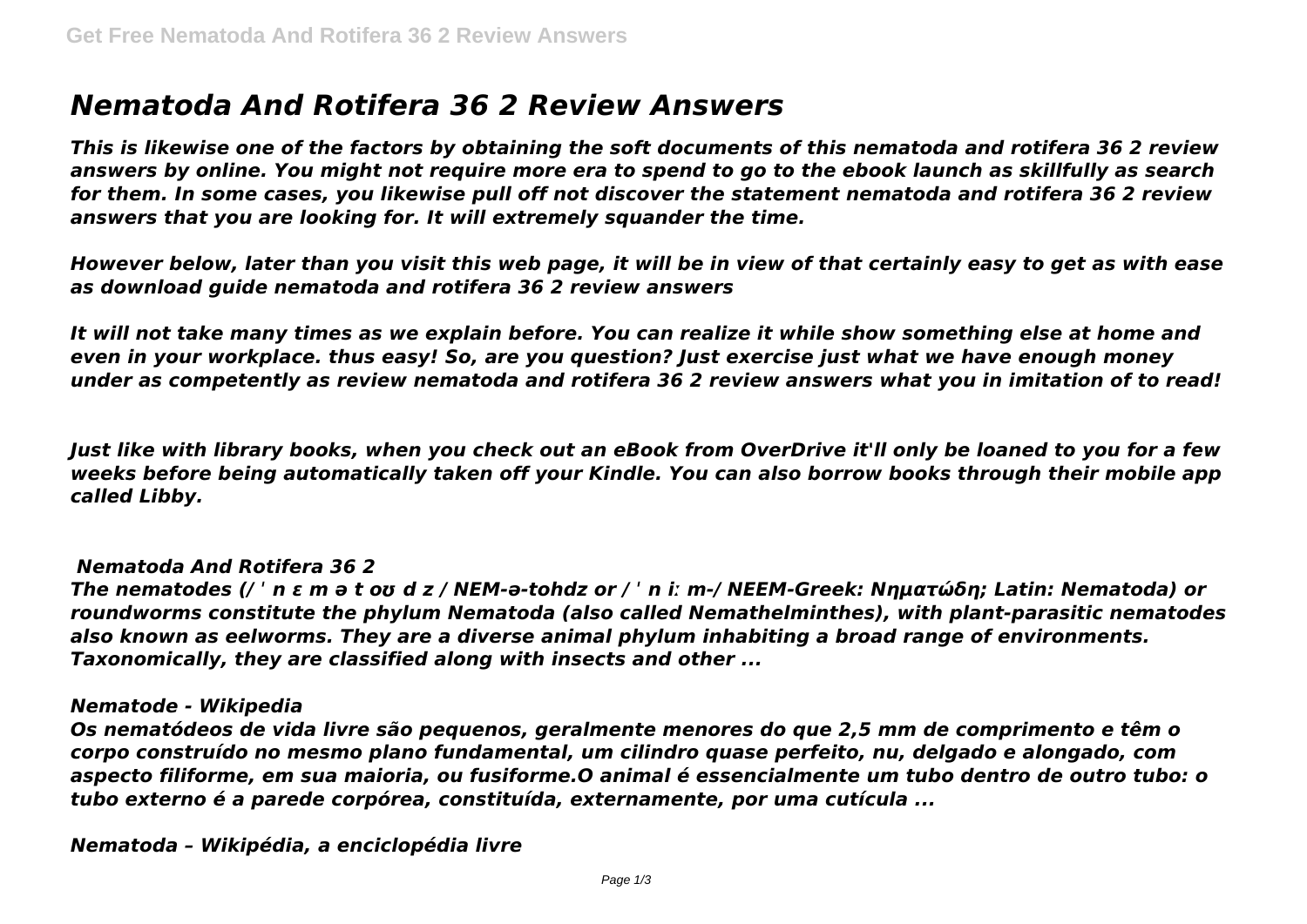# Nematoda And Rotifera 36 2 Review Answers

*This is likewise one of the factors by obtaining the soft documents of this nematoda and rotifera 36 2 review answers by online. You might not require more era to spend to go to the ebook launch as skillfully as search for them. In some cases, you likewise pull off not discover the statement nematoda and rotifera 36 2 review answers that you are looking for. It will extremely squander the time.*

*However below, later than you visit this web page, it will be in view of that certainly easy to get as with ease as download guide nematoda and rotifera 36 2 review answers*

*It will not take many times as we explain before. You can realize it while show something else at home and even in your workplace. thus easy! So, are you question? Just exercise just what we have enough money under as competently as review nematoda and rotifera 36 2 review answers what you in imitation of to read!*

*Just like with library books, when you check out an eBook from OverDrive it'll only be loaned to you for a few weeks before being automatically taken off your Kindle. You can also borrow books through their mobile app called Libby.*

### *Nematoda And Rotifera 36 2*

*The nematodes (/ ˈ n ɛ m ə t oʊ d z / NEM-ə-tohdz or / ˈ n iː m-/ NEEM-Greek: Νηματώδη; Latin: Nematoda) or roundworms constitute the phylum Nematoda (also called Nemathelminthes), with plant-parasitic nematodes also known as eelworms. They are a diverse animal phylum inhabiting a broad range of environments. Taxonomically, they are classified along with insects and other ...*

### *Nematode - Wikipedia*

*Os nematódeos de vida livre são pequenos, geralmente menores do que 2,5 mm de comprimento e têm o corpo construído no mesmo plano fundamental, um cilindro quase perfeito, nu, delgado e alongado, com aspecto filiforme, em sua maioria, ou fusiforme.O animal é essencialmente um tubo dentro de outro tubo: o tubo externo é a parede corpórea, constituída, externamente, por uma cutícula ...*

### *Nematoda – Wikipédia, a enciclopédia livre*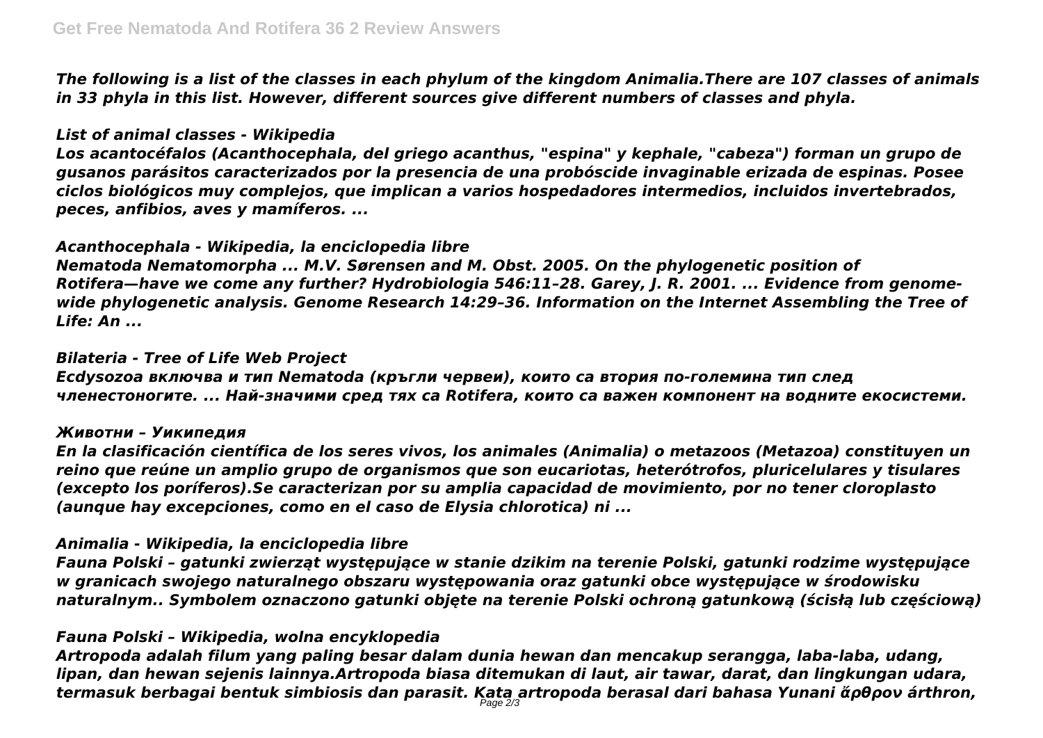*The following is a list of the classes in each phylum of the kingdom Animalia.There are 107 classes of animals in 33 phyla in this list. However, different sources give different numbers of classes and phyla.*

*List of animal classes - Wikipedia*

*Los acantocéfalos (Acanthocephala, del griego acanthus, "espina" y kephale, "cabeza") forman un grupo de gusanos parásitos caracterizados por la presencia de una probóscide invaginable erizada de espinas. Posee ciclos biológicos muy complejos, que implican a varios hospedadores intermedios, incluidos invertebrados, peces, anfibios, aves y mamíferos. ...*

*Acanthocephala - Wikipedia, la enciclopedia libre*

*Nematoda Nematomorpha ... M.V. Sørensen and M. Obst. 2005. On the phylogenetic position of Rotifera—have we come any further? Hydrobiologia 546:11–28. Garey, J. R. 2001. ... Evidence from genome-wide phylogenetic analysis. Genome Research 14:29–36. Information on the Internet Assembling the Tree of Life: An ...*

*Bilateria - Tree of Life Web Project*

*Ecdysozoa включва и тип Nematoda (кръгли червеи), които са втория по-голямина тип след членестоногите. ... Най-значими сред тях са Rotifera, които са важен компонент на водните екосистеми.*

*Животни – Уикипедия*

*En la clasificación científica de los seres vivos, los animales (Animalia) o metazoos (Metazoa) constituyen un reino que reúne un amplio grupo de organismos que son eucariotas, heterótrofos, pluricelulares y tisulares (excepto los poríferos).Se caracterizan por su amplia capacidad de movimiento, por no tener cloroplasto (aunque hay excepciones, como en el caso de Elysia chlorotica) ni ...*

*Animalia - Wikipedia, la enciclopedia libre*

*Fauna Polski – gatunki zwierząt występujące w stanie dzikim na terenie Polski, gatunki rodzime występujące w granicach swojego naturalnego obszaru występowania oraz gatunki obce występujące w środowisku naturalnym.. Symbolem oznaczono gatunki objęte na terenie Polski ochroną gatunkową (ścisłą lub częściową)*

*Fauna Polski – Wikipedia, wolna encyklopedia*

*Artropoda adalah filum yang paling besar dalam dunia hewan dan mencakup serangga, laba-laba, udang, lipan, dan hewan sejenis lainnya.Artropoda biasa ditemukan di laut, air tawar, darat, dan lingkungan udara, termasuk berbagai bentuk simbiosis dan parasit. Kata artropoda berasal dari bahasa Yunani ἄρθρον árthron,*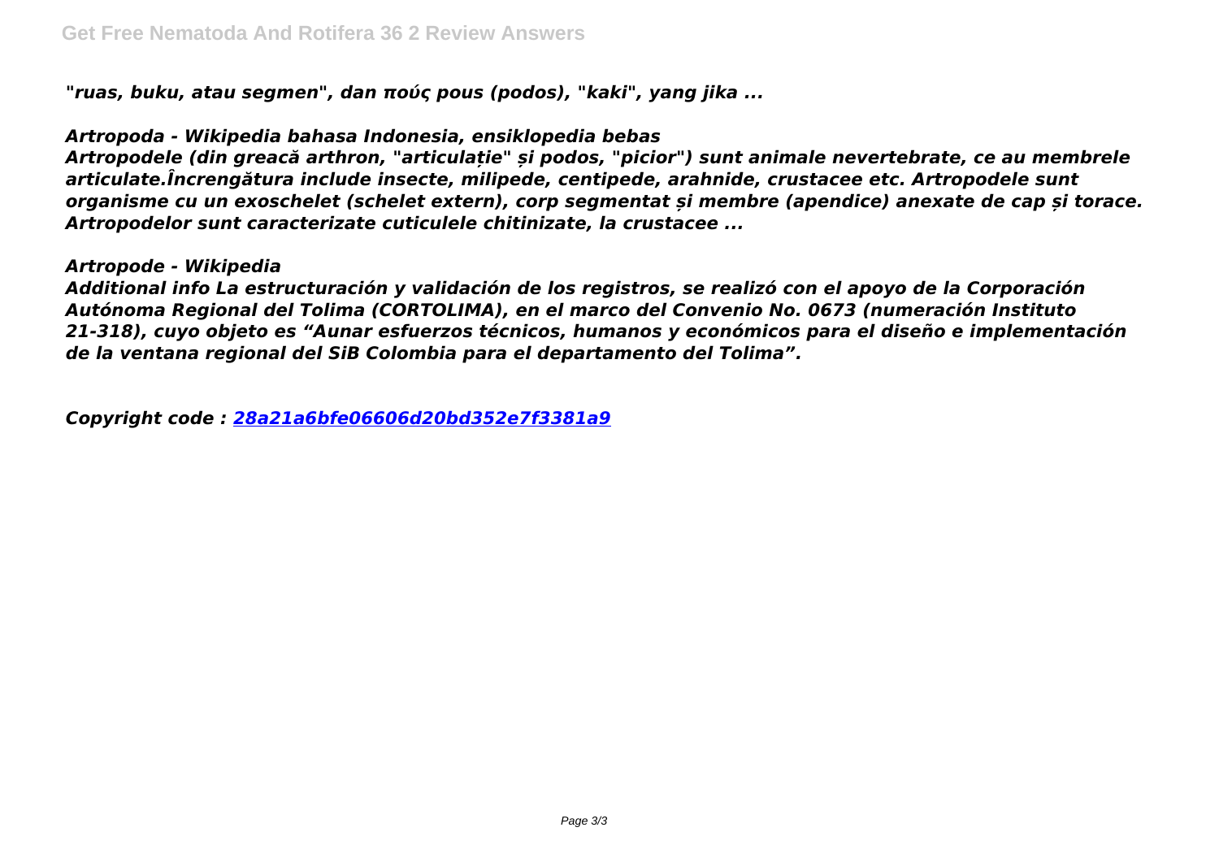*"ruas, buku, atau segmen", dan πούς pous (podos), "kaki", yang jika ...*

***Artropoda - Wikipedia bahasa Indonesia, ensiklopedia bebas***

***Artropodele (din greacă arthron, "articulație" și podos, "picior") sunt animale nevertebrate, ce au membrele articulate.Încrengătura include insecte, milipede, centipede, arahnide, crustacee etc. Artropodele sunt organisme cu un exoschelet (schelet extern), corp segmentat și membre (apendice) anexate de cap și torace. Artropodelor sunt caracterizate cuticulele chitinizate, la crustacee ...***

***Artropode - Wikipedia***

***Additional info La estructuración y validación de los registros, se realizó con el apoyo de la Corporación Autónoma Regional del Tolima (CORTOLIMA), en el marco del Convenio No. 0673 (numeración Instituto 21-318), cuyo objeto es "Aunar esfuerzos técnicos, humanos y económicos para el diseño e implementación de la ventana regional del SiB Colombia para el departamento del Tolima".***

***Copyright code : 28a21a6bfe06606d20bd352e7f3381a9***